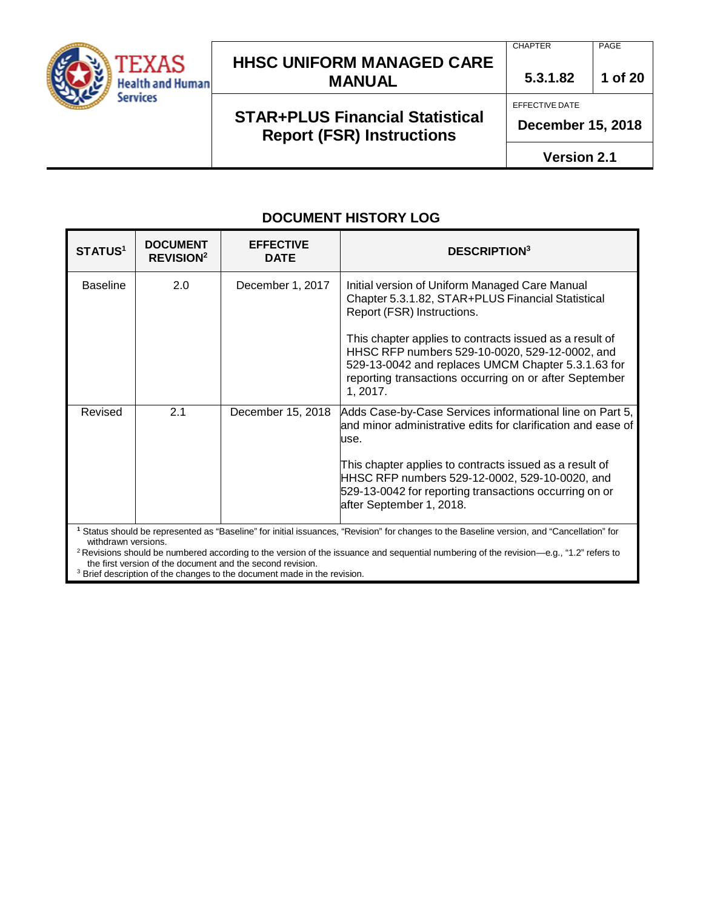# HHSC UNIFORM MANAGED CARE MANUAL

| CHAPTER | PAGE |
|---|---|
| 5.3.1.82 | 1 of 20 |

## STAR+PLUS Financial Statistical Report (FSR) Instructions

EFFECTIVE DATE: **December 15, 2018**

**Version 2.1**

## DOCUMENT HISTORY LOG

| STATUS[1] | DOCUMENT REVISION[2] | EFFECTIVE DATE | DESCRIPTION[3] |
|---|---|---|---|
| Baseline | 2.0 | December 1, 2017 | Initial version of Uniform Managed Care Manual Chapter 5.3.1.82, STAR+PLUS Financial Statistical Report (FSR) Instructions.<br><br>This chapter applies to contracts issued as a result of HHSC RFP numbers 529-10-0020, 529-12-0002, and 529-13-0042 and replaces UMCM Chapter 5.3.1.63 for reporting transactions occurring on or after September 1, 2017. |
| Revised | 2.1 | December 15, 2018 | Adds Case-by-Case Services informational line on Part 5, and minor administrative edits for clarification and ease of use.<br><br>This chapter applies to contracts issued as a result of HHSC RFP numbers 529-12-0002, 529-10-0020, and 529-13-0042 for reporting transactions occurring on or after September 1, 2018. |

[1] Status should be represented as "Baseline" for initial issuances, "Revision" for changes to the Baseline version, and "Cancellation" for withdrawn versions.

[2] Revisions should be numbered according to the version of the issuance and sequential numbering of the revision—e.g., "1.2" refers to the first version of the document and the second revision.

[3] Brief description of the changes to the document made in the revision.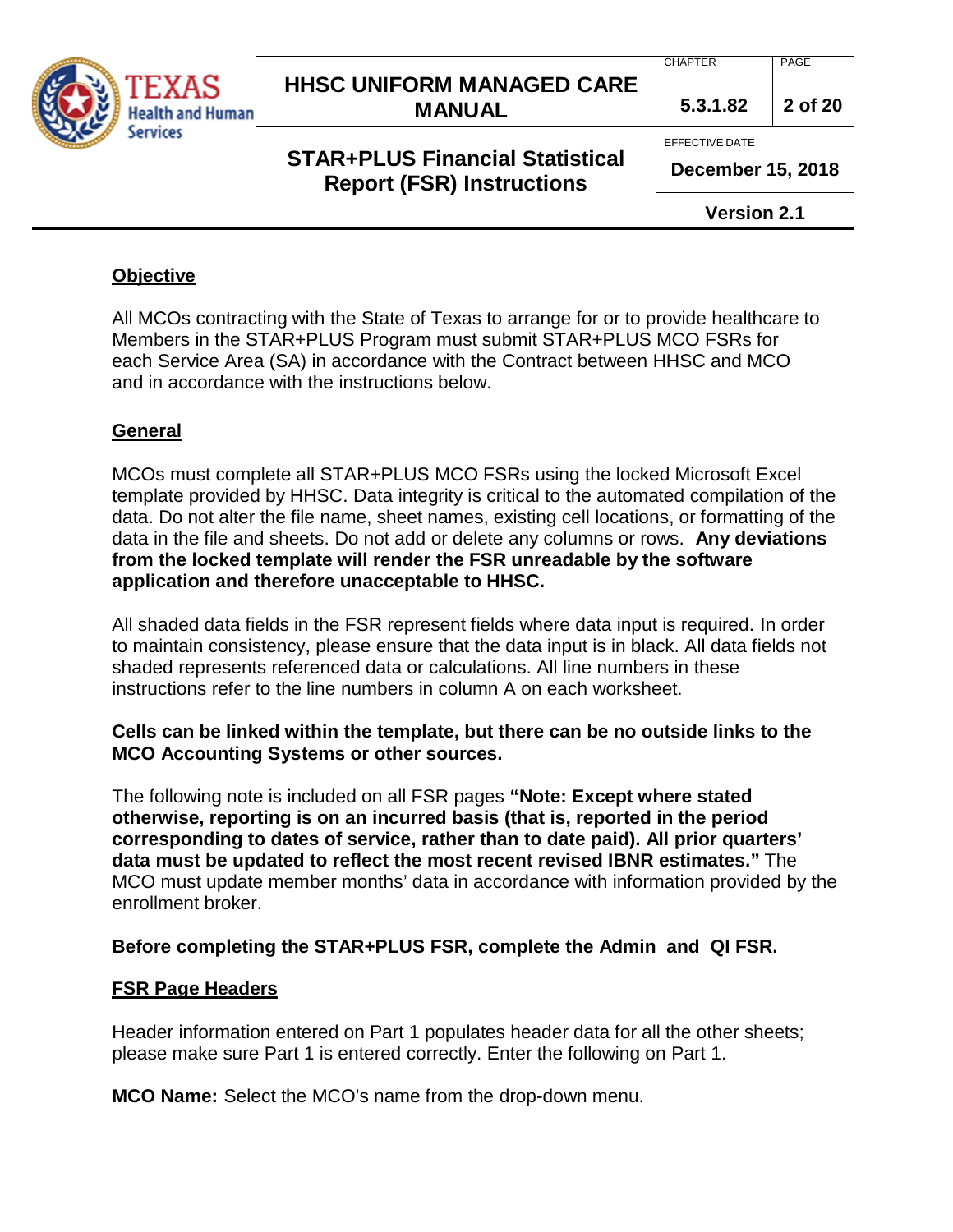## Objective

All MCOs contracting with the State of Texas to arrange for or to provide healthcare to Members in the STAR+PLUS Program must submit STAR+PLUS MCO FSRs for each Service Area (SA) in accordance with the Contract between HHSC and MCO and in accordance with the instructions below.

## General

MCOs must complete all STAR+PLUS MCO FSRs using the locked Microsoft Excel template provided by HHSC. Data integrity is critical to the automated compilation of the data. Do not alter the file name, sheet names, existing cell locations, or formatting of the data in the file and sheets. Do not add or delete any columns or rows. **Any deviations from the locked template will render the FSR unreadable by the software application and therefore unacceptable to HHSC.**

All shaded data fields in the FSR represent fields where data input is required. In order to maintain consistency, please ensure that the data input is in black. All data fields not shaded represents referenced data or calculations. All line numbers in these instructions refer to the line numbers in column A on each worksheet.

**Cells can be linked within the template, but there can be no outside links to the MCO Accounting Systems or other sources.**

The following note is included on all FSR pages **"Note: Except where stated otherwise, reporting is on an incurred basis (that is, reported in the period corresponding to dates of service, rather than to date paid). All prior quarters' data must be updated to reflect the most recent revised IBNR estimates."** The MCO must update member months' data in accordance with information provided by the enrollment broker.

**Before completing the STAR+PLUS FSR, complete the Admin and QI FSR.**

## FSR Page Headers

Header information entered on Part 1 populates header data for all the other sheets; please make sure Part 1 is entered correctly. Enter the following on Part 1.

**MCO Name:** Select the MCO's name from the drop-down menu.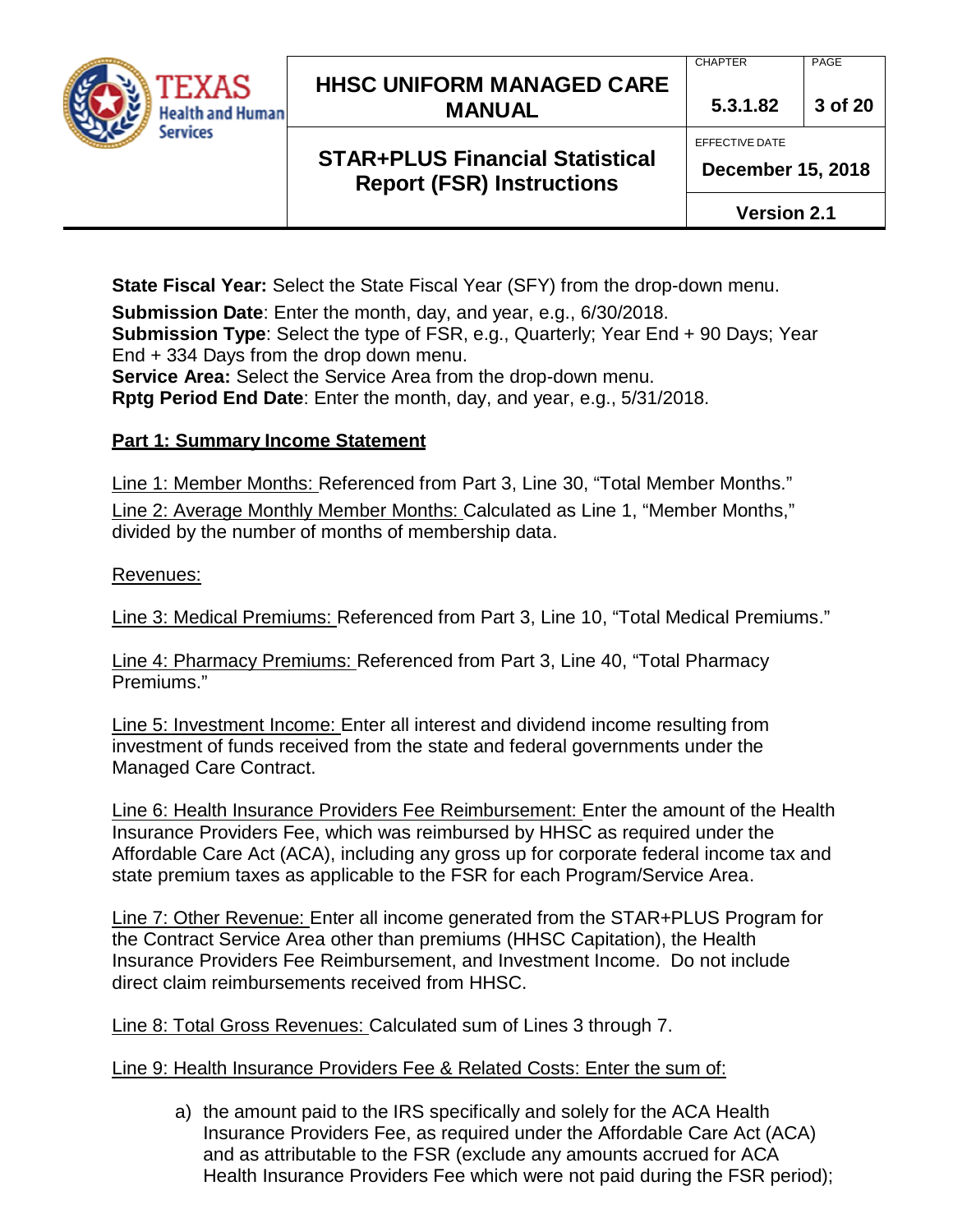**State Fiscal Year:** Select the State Fiscal Year (SFY) from the drop-down menu.

**Submission Date**: Enter the month, day, and year, e.g., 6/30/2018.
**Submission Type**: Select the type of FSR, e.g., Quarterly; Year End + 90 Days; Year End + 334 Days from the drop down menu.
**Service Area:** Select the Service Area from the drop-down menu.
**Rptg Period End Date**: Enter the month, day, and year, e.g., 5/31/2018.

## Part 1: Summary Income Statement

Line 1: Member Months: Referenced from Part 3, Line 30, "Total Member Months."

Line 2: Average Monthly Member Months: Calculated as Line 1, "Member Months," divided by the number of months of membership data.

Revenues:

Line 3: Medical Premiums: Referenced from Part 3, Line 10, "Total Medical Premiums."

Line 4: Pharmacy Premiums: Referenced from Part 3, Line 40, "Total Pharmacy Premiums."

Line 5: Investment Income: Enter all interest and dividend income resulting from investment of funds received from the state and federal governments under the Managed Care Contract.

Line 6: Health Insurance Providers Fee Reimbursement: Enter the amount of the Health Insurance Providers Fee, which was reimbursed by HHSC as required under the Affordable Care Act (ACA), including any gross up for corporate federal income tax and state premium taxes as applicable to the FSR for each Program/Service Area.

Line 7: Other Revenue: Enter all income generated from the STAR+PLUS Program for the Contract Service Area other than premiums (HHSC Capitation), the Health Insurance Providers Fee Reimbursement, and Investment Income. Do not include direct claim reimbursements received from HHSC.

Line 8: Total Gross Revenues: Calculated sum of Lines 3 through 7.

Line 9: Health Insurance Providers Fee & Related Costs: Enter the sum of:

a) the amount paid to the IRS specifically and solely for the ACA Health Insurance Providers Fee, as required under the Affordable Care Act (ACA) and as attributable to the FSR (exclude any amounts accrued for ACA Health Insurance Providers Fee which were not paid during the FSR period);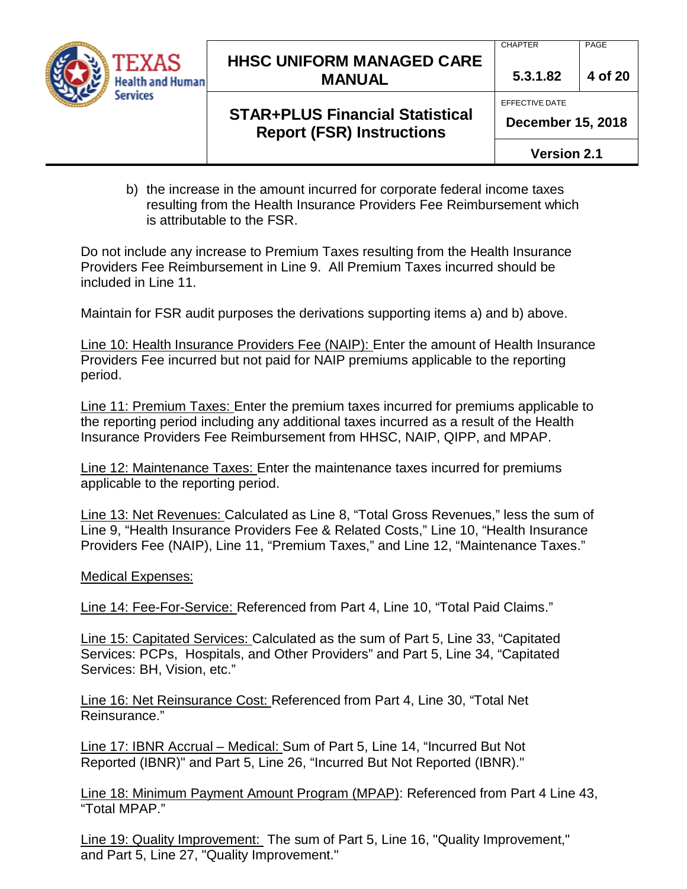b) the increase in the amount incurred for corporate federal income taxes resulting from the Health Insurance Providers Fee Reimbursement which is attributable to the FSR.

Do not include any increase to Premium Taxes resulting from the Health Insurance Providers Fee Reimbursement in Line 9. All Premium Taxes incurred should be included in Line 11.

Maintain for FSR audit purposes the derivations supporting items a) and b) above.

Line 10: Health Insurance Providers Fee (NAIP): Enter the amount of Health Insurance Providers Fee incurred but not paid for NAIP premiums applicable to the reporting period.

Line 11: Premium Taxes: Enter the premium taxes incurred for premiums applicable to the reporting period including any additional taxes incurred as a result of the Health Insurance Providers Fee Reimbursement from HHSC, NAIP, QIPP, and MPAP.

Line 12: Maintenance Taxes: Enter the maintenance taxes incurred for premiums applicable to the reporting period.

Line 13: Net Revenues: Calculated as Line 8, "Total Gross Revenues," less the sum of Line 9, "Health Insurance Providers Fee & Related Costs," Line 10, "Health Insurance Providers Fee (NAIP), Line 11, "Premium Taxes," and Line 12, "Maintenance Taxes."

Medical Expenses:

Line 14: Fee-For-Service: Referenced from Part 4, Line 10, "Total Paid Claims."

Line 15: Capitated Services: Calculated as the sum of Part 5, Line 33, "Capitated Services: PCPs, Hospitals, and Other Providers" and Part 5, Line 34, "Capitated Services: BH, Vision, etc."

Line 16: Net Reinsurance Cost: Referenced from Part 4, Line 30, "Total Net Reinsurance."

Line 17: IBNR Accrual – Medical: Sum of Part 5, Line 14, "Incurred But Not Reported (IBNR)" and Part 5, Line 26, "Incurred But Not Reported (IBNR)."

Line 18: Minimum Payment Amount Program (MPAP): Referenced from Part 4 Line 43, "Total MPAP."

Line 19: Quality Improvement: The sum of Part 5, Line 16, "Quality Improvement," and Part 5, Line 27, "Quality Improvement."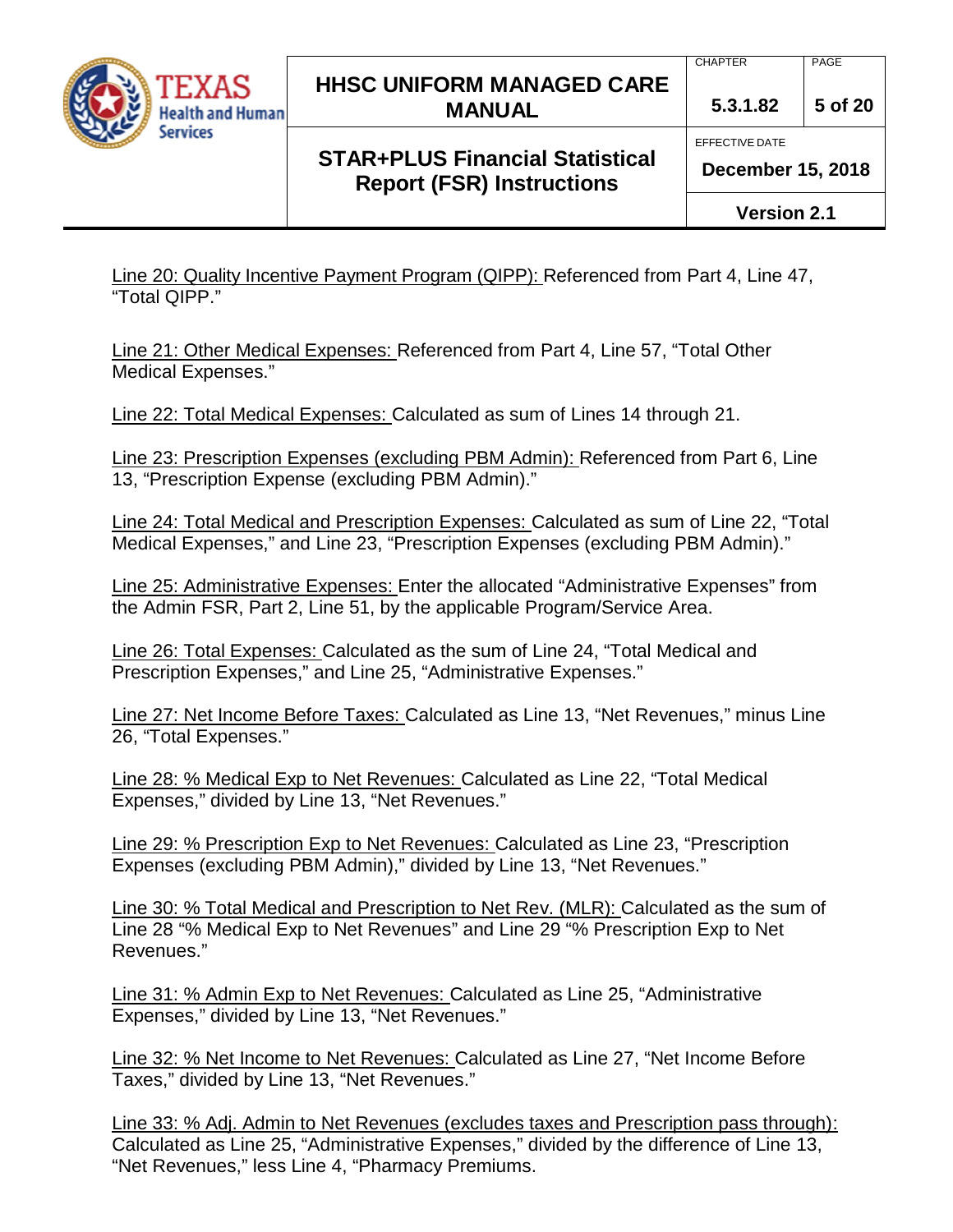<u>Line 20: Quality Incentive Payment Program (QIPP):</u> Referenced from Part 4, Line 47, "Total QIPP."

<u>Line 21: Other Medical Expenses:</u> Referenced from Part 4, Line 57, "Total Other Medical Expenses."

<u>Line 22: Total Medical Expenses:</u> Calculated as sum of Lines 14 through 21.

<u>Line 23: Prescription Expenses (excluding PBM Admin):</u> Referenced from Part 6, Line 13, "Prescription Expense (excluding PBM Admin)."

<u>Line 24: Total Medical and Prescription Expenses:</u> Calculated as sum of Line 22, "Total Medical Expenses," and Line 23, "Prescription Expenses (excluding PBM Admin)."

<u>Line 25: Administrative Expenses:</u> Enter the allocated "Administrative Expenses" from the Admin FSR, Part 2, Line 51, by the applicable Program/Service Area.

<u>Line 26: Total Expenses:</u> Calculated as the sum of Line 24, "Total Medical and Prescription Expenses," and Line 25, "Administrative Expenses."

<u>Line 27: Net Income Before Taxes:</u> Calculated as Line 13, "Net Revenues," minus Line 26, "Total Expenses."

<u>Line 28: % Medical Exp to Net Revenues:</u> Calculated as Line 22, "Total Medical Expenses," divided by Line 13, "Net Revenues."

<u>Line 29: % Prescription Exp to Net Revenues:</u> Calculated as Line 23, "Prescription Expenses (excluding PBM Admin)," divided by Line 13, "Net Revenues."

<u>Line 30: % Total Medical and Prescription to Net Rev. (MLR):</u> Calculated as the sum of Line 28 "% Medical Exp to Net Revenues" and Line 29 "% Prescription Exp to Net Revenues."

<u>Line 31: % Admin Exp to Net Revenues:</u> Calculated as Line 25, "Administrative Expenses," divided by Line 13, "Net Revenues."

<u>Line 32: % Net Income to Net Revenues:</u> Calculated as Line 27, "Net Income Before Taxes," divided by Line 13, "Net Revenues."

<u>Line 33: % Adj. Admin to Net Revenues (excludes taxes and Prescription pass through):</u> Calculated as Line 25, "Administrative Expenses," divided by the difference of Line 13, "Net Revenues," less Line 4, "Pharmacy Premiums.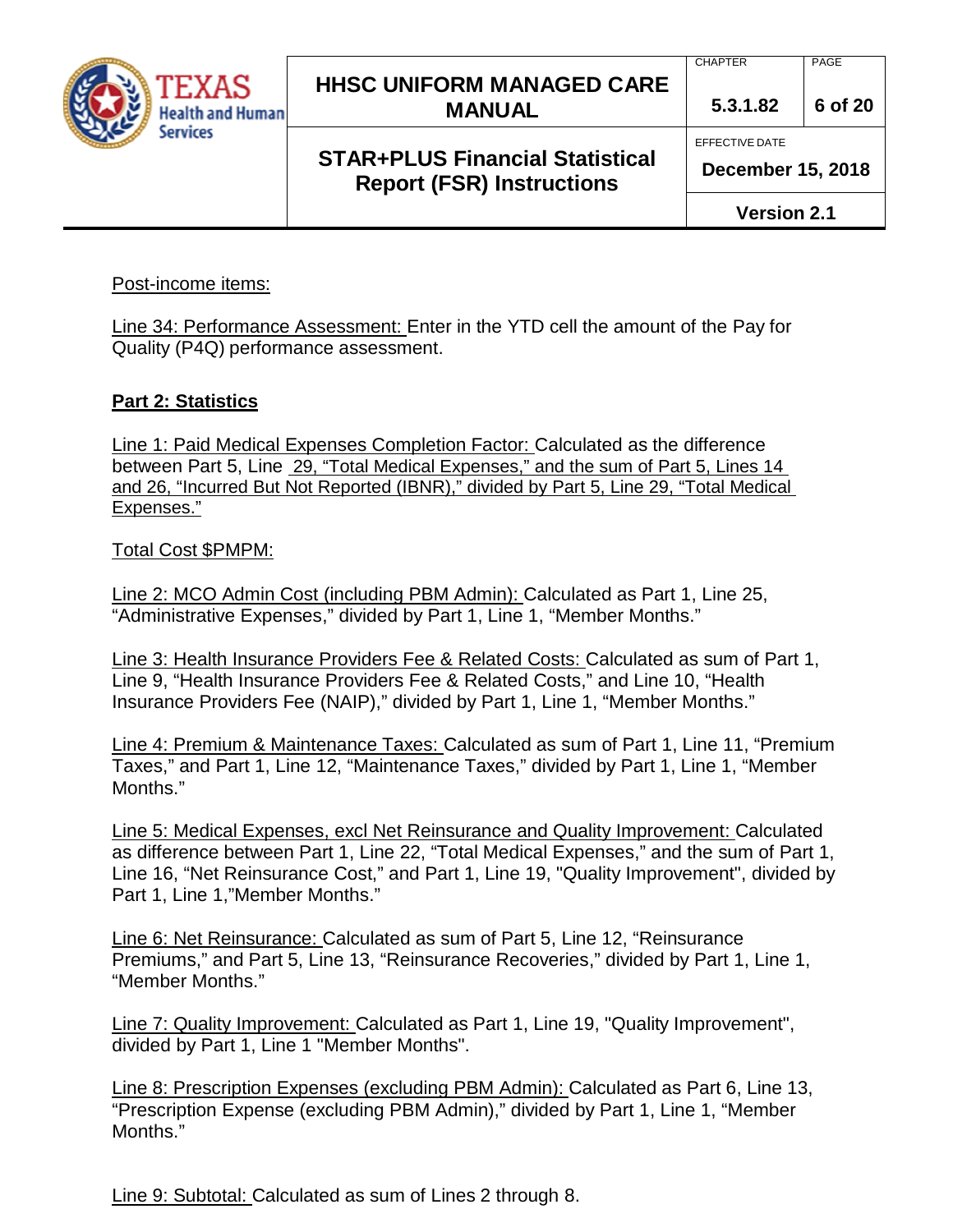Post-income items:

Line 34: Performance Assessment: Enter in the YTD cell the amount of the Pay for Quality (P4Q) performance assessment.

## Part 2: Statistics

Line 1: Paid Medical Expenses Completion Factor: Calculated as the difference between Part 5, Line 29, "Total Medical Expenses," and the sum of Part 5, Lines 14 and 26, "Incurred But Not Reported (IBNR)," divided by Part 5, Line 29, "Total Medical Expenses."

Total Cost $PMPM:

Line 2: MCO Admin Cost (including PBM Admin): Calculated as Part 1, Line 25, "Administrative Expenses," divided by Part 1, Line 1, "Member Months."

Line 3: Health Insurance Providers Fee & Related Costs: Calculated as sum of Part 1, Line 9, "Health Insurance Providers Fee & Related Costs," and Line 10, "Health Insurance Providers Fee (NAIP)," divided by Part 1, Line 1, "Member Months."

Line 4: Premium & Maintenance Taxes: Calculated as sum of Part 1, Line 11, "Premium Taxes," and Part 1, Line 12, "Maintenance Taxes," divided by Part 1, Line 1, "Member Months."

Line 5: Medical Expenses, excl Net Reinsurance and Quality Improvement: Calculated as difference between Part 1, Line 22, "Total Medical Expenses," and the sum of Part 1, Line 16, "Net Reinsurance Cost," and Part 1, Line 19, "Quality Improvement", divided by Part 1, Line 1,"Member Months."

Line 6: Net Reinsurance: Calculated as sum of Part 5, Line 12, "Reinsurance Premiums," and Part 5, Line 13, "Reinsurance Recoveries," divided by Part 1, Line 1, "Member Months."

Line 7: Quality Improvement: Calculated as Part 1, Line 19, "Quality Improvement", divided by Part 1, Line 1 "Member Months".

Line 8: Prescription Expenses (excluding PBM Admin): Calculated as Part 6, Line 13, "Prescription Expense (excluding PBM Admin)," divided by Part 1, Line 1, "Member Months."

Line 9: Subtotal: Calculated as sum of Lines 2 through 8.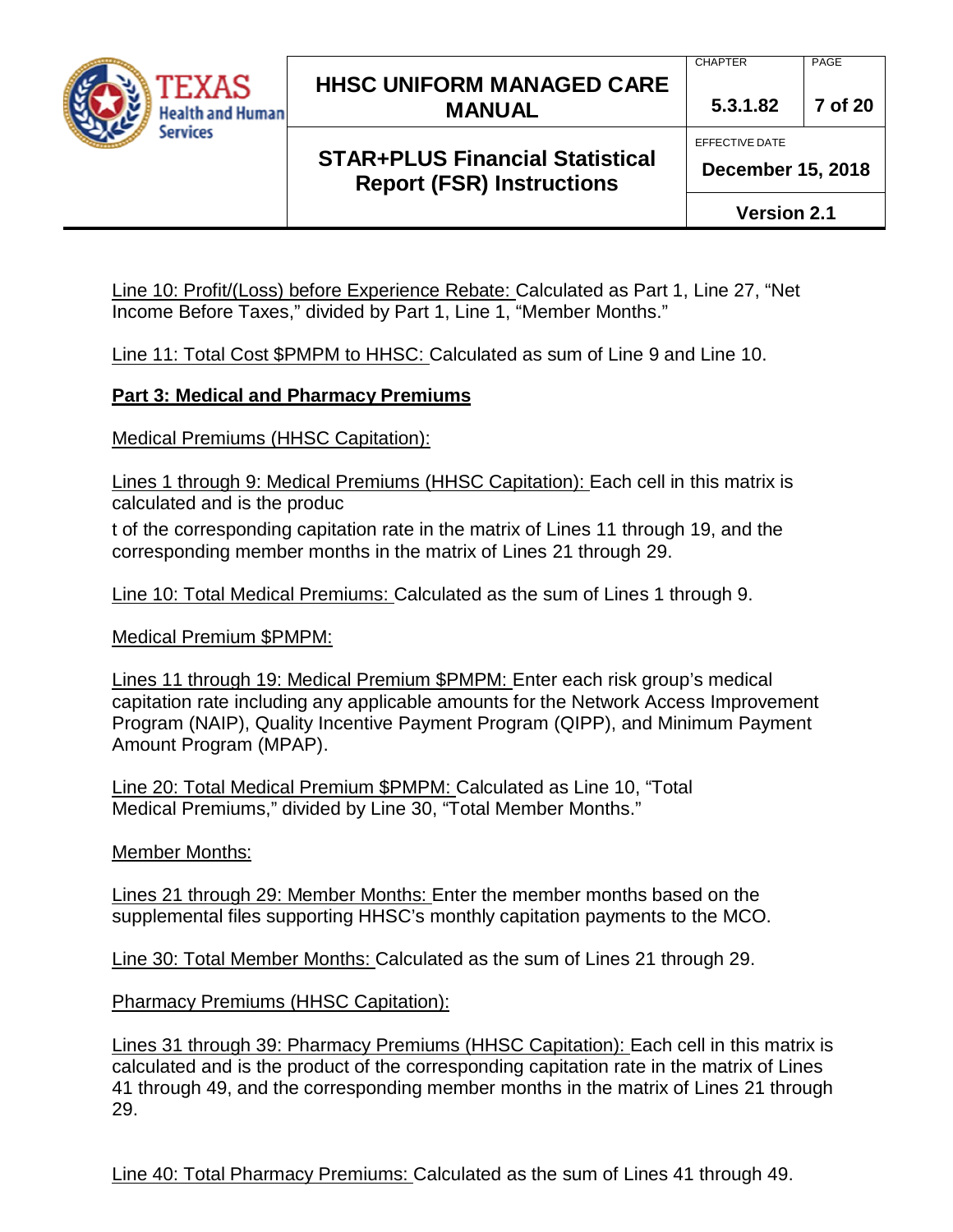Line 10: Profit/(Loss) before Experience Rebate: Calculated as Part 1, Line 27, "Net Income Before Taxes," divided by Part 1, Line 1, "Member Months."

Line 11: Total Cost $PMPM to HHSC: Calculated as sum of Line 9 and Line 10.

**Part 3: Medical and Pharmacy Premiums**

Medical Premiums (HHSC Capitation):

Lines 1 through 9: Medical Premiums (HHSC Capitation): Each cell in this matrix is calculated and is the product of the corresponding capitation rate in the matrix of Lines 11 through 19, and the corresponding member months in the matrix of Lines 21 through 29.

Line 10: Total Medical Premiums: Calculated as the sum of Lines 1 through 9.

Medical Premium $PMPM:

Lines 11 through 19: Medical Premium $PMPM: Enter each risk group's medical capitation rate including any applicable amounts for the Network Access Improvement Program (NAIP), Quality Incentive Payment Program (QIPP), and Minimum Payment Amount Program (MPAP).

Line 20: Total Medical Premium $PMPM: Calculated as Line 10, "Total Medical Premiums," divided by Line 30, "Total Member Months."

Member Months:

Lines 21 through 29: Member Months: Enter the member months based on the supplemental files supporting HHSC's monthly capitation payments to the MCO.

Line 30: Total Member Months: Calculated as the sum of Lines 21 through 29.

Pharmacy Premiums (HHSC Capitation):

Lines 31 through 39: Pharmacy Premiums (HHSC Capitation): Each cell in this matrix is calculated and is the product of the corresponding capitation rate in the matrix of Lines 41 through 49, and the corresponding member months in the matrix of Lines 21 through 29.

Line 40: Total Pharmacy Premiums: Calculated as the sum of Lines 41 through 49.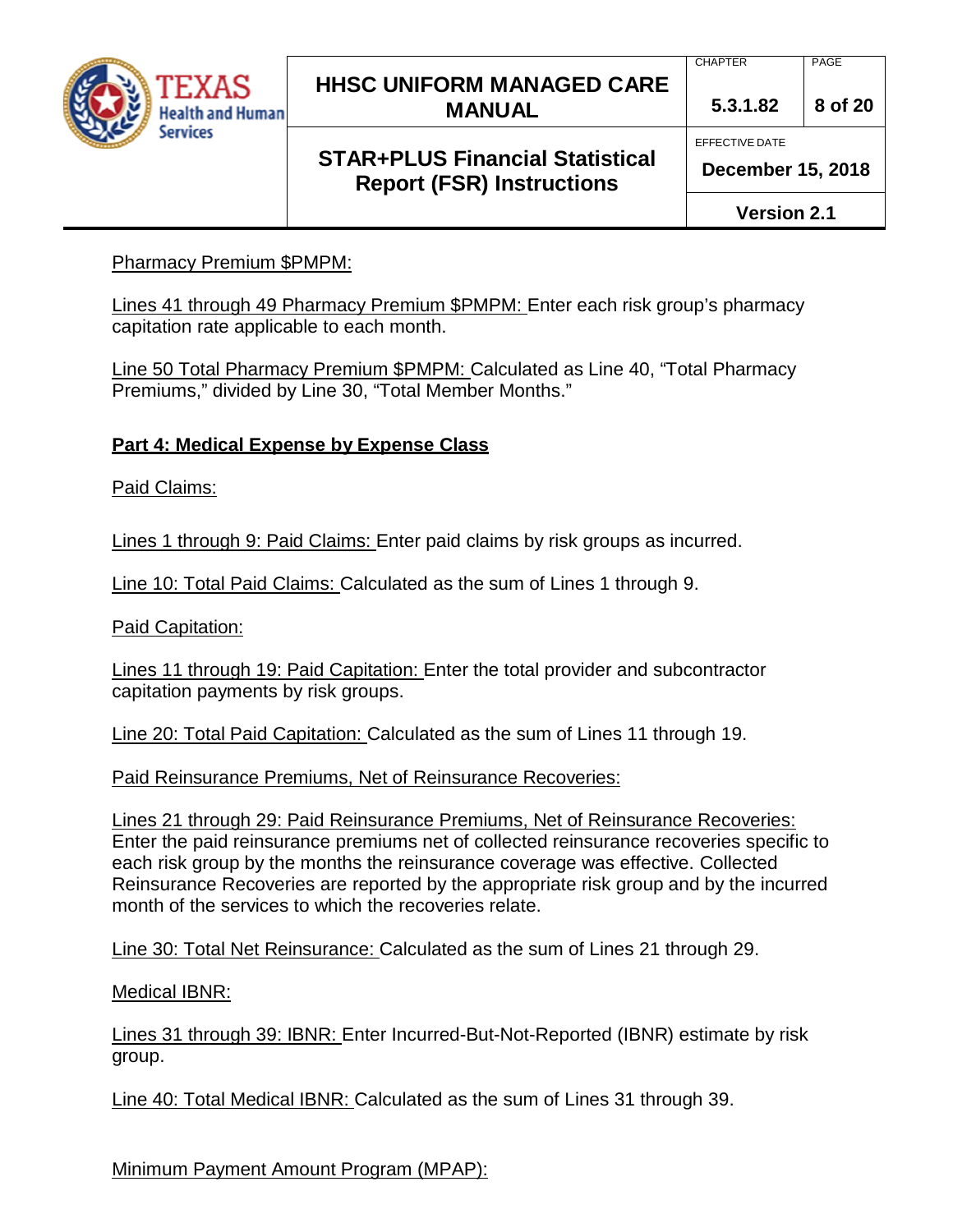Pharmacy Premium $PMPM:

Lines 41 through 49 Pharmacy Premium $PMPM: Enter each risk group's pharmacy capitation rate applicable to each month.

Line 50 Total Pharmacy Premium $PMPM: Calculated as Line 40, "Total Pharmacy Premiums," divided by Line 30, "Total Member Months."

## Part 4: Medical Expense by Expense Class

Paid Claims:

Lines 1 through 9: Paid Claims: Enter paid claims by risk groups as incurred.

Line 10: Total Paid Claims: Calculated as the sum of Lines 1 through 9.

Paid Capitation:

Lines 11 through 19: Paid Capitation: Enter the total provider and subcontractor capitation payments by risk groups.

Line 20: Total Paid Capitation: Calculated as the sum of Lines 11 through 19.

Paid Reinsurance Premiums, Net of Reinsurance Recoveries:

Lines 21 through 29: Paid Reinsurance Premiums, Net of Reinsurance Recoveries: Enter the paid reinsurance premiums net of collected reinsurance recoveries specific to each risk group by the months the reinsurance coverage was effective. Collected Reinsurance Recoveries are reported by the appropriate risk group and by the incurred month of the services to which the recoveries relate.

Line 30: Total Net Reinsurance: Calculated as the sum of Lines 21 through 29.

Medical IBNR:

Lines 31 through 39: IBNR: Enter Incurred-But-Not-Reported (IBNR) estimate by risk group.

Line 40: Total Medical IBNR: Calculated as the sum of Lines 31 through 39.

Minimum Payment Amount Program (MPAP):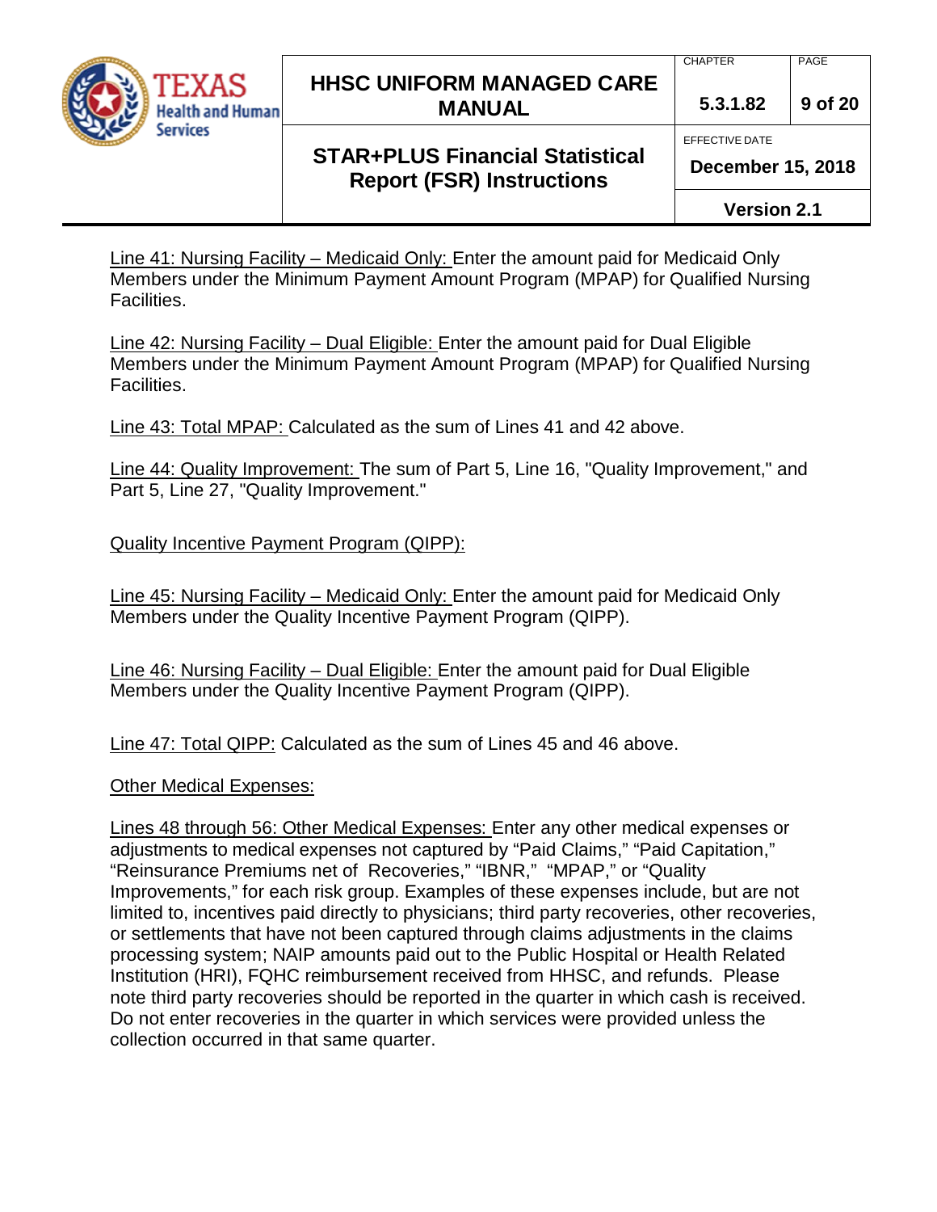Line 41: Nursing Facility – Medicaid Only: Enter the amount paid for Medicaid Only Members under the Minimum Payment Amount Program (MPAP) for Qualified Nursing Facilities.

Line 42: Nursing Facility – Dual Eligible: Enter the amount paid for Dual Eligible Members under the Minimum Payment Amount Program (MPAP) for Qualified Nursing Facilities.

Line 43: Total MPAP: Calculated as the sum of Lines 41 and 42 above.

Line 44: Quality Improvement: The sum of Part 5, Line 16, "Quality Improvement," and Part 5, Line 27, "Quality Improvement."

Quality Incentive Payment Program (QIPP):

Line 45: Nursing Facility – Medicaid Only: Enter the amount paid for Medicaid Only Members under the Quality Incentive Payment Program (QIPP).

Line 46: Nursing Facility – Dual Eligible: Enter the amount paid for Dual Eligible Members under the Quality Incentive Payment Program (QIPP).

Line 47: Total QIPP: Calculated as the sum of Lines 45 and 46 above.

Other Medical Expenses:

Lines 48 through 56: Other Medical Expenses: Enter any other medical expenses or adjustments to medical expenses not captured by "Paid Claims," "Paid Capitation," "Reinsurance Premiums net of Recoveries," "IBNR," "MPAP," or "Quality Improvements," for each risk group. Examples of these expenses include, but are not limited to, incentives paid directly to physicians; third party recoveries, other recoveries, or settlements that have not been captured through claims adjustments in the claims processing system; NAIP amounts paid out to the Public Hospital or Health Related Institution (HRI), FQHC reimbursement received from HHSC, and refunds. Please note third party recoveries should be reported in the quarter in which cash is received. Do not enter recoveries in the quarter in which services were provided unless the collection occurred in that same quarter.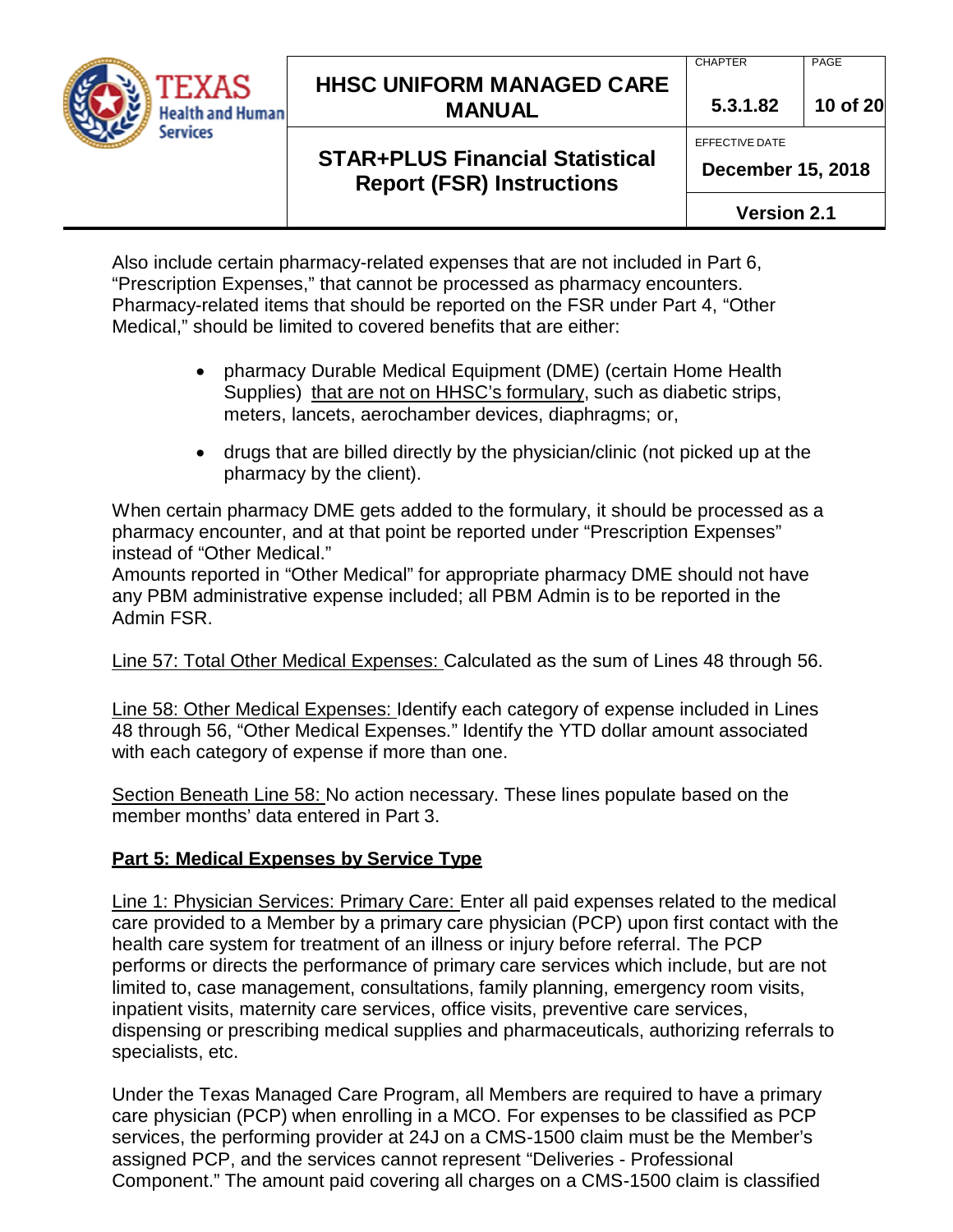Also include certain pharmacy-related expenses that are not included in Part 6, "Prescription Expenses," that cannot be processed as pharmacy encounters. Pharmacy-related items that should be reported on the FSR under Part 4, "Other Medical," should be limited to covered benefits that are either:

- pharmacy Durable Medical Equipment (DME) (certain Home Health Supplies) <u>that are not on HHSC's formulary</u>, such as diabetic strips, meters, lancets, aerochamber devices, diaphragms; or,
- drugs that are billed directly by the physician/clinic (not picked up at the pharmacy by the client).

When certain pharmacy DME gets added to the formulary, it should be processed as a pharmacy encounter, and at that point be reported under "Prescription Expenses" instead of "Other Medical."

Amounts reported in "Other Medical" for appropriate pharmacy DME should not have any PBM administrative expense included; all PBM Admin is to be reported in the Admin FSR.

<u>Line 57: Total Other Medical Expenses:</u> Calculated as the sum of Lines 48 through 56.

<u>Line 58: Other Medical Expenses:</u> Identify each category of expense included in Lines 48 through 56, "Other Medical Expenses." Identify the YTD dollar amount associated with each category of expense if more than one.

<u>Section Beneath Line 58:</u> No action necessary. These lines populate based on the member months' data entered in Part 3.

## Part 5: Medical Expenses by Service Type

<u>Line 1: Physician Services: Primary Care:</u> Enter all paid expenses related to the medical care provided to a Member by a primary care physician (PCP) upon first contact with the health care system for treatment of an illness or injury before referral. The PCP performs or directs the performance of primary care services which include, but are not limited to, case management, consultations, family planning, emergency room visits, inpatient visits, maternity care services, office visits, preventive care services, dispensing or prescribing medical supplies and pharmaceuticals, authorizing referrals to specialists, etc.

Under the Texas Managed Care Program, all Members are required to have a primary care physician (PCP) when enrolling in a MCO. For expenses to be classified as PCP services, the performing provider at 24J on a CMS-1500 claim must be the Member's assigned PCP, and the services cannot represent "Deliveries - Professional Component." The amount paid covering all charges on a CMS-1500 claim is classified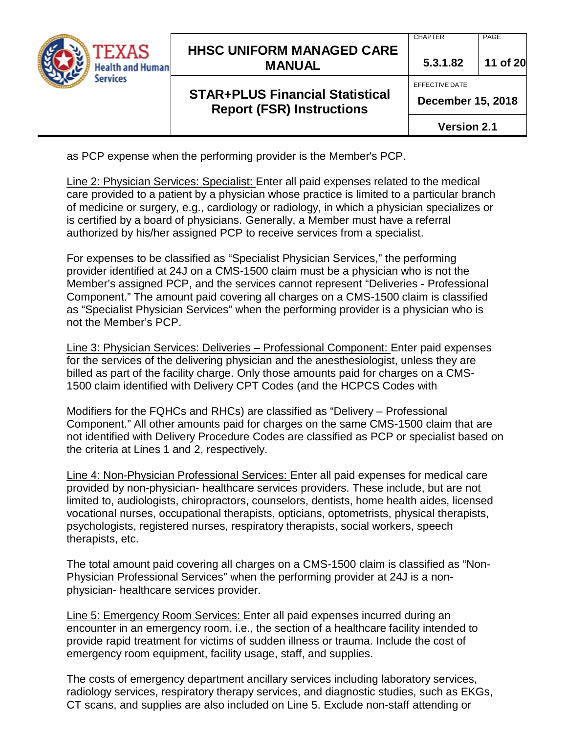as PCP expense when the performing provider is the Member's PCP.

Line 2: Physician Services: Specialist: Enter all paid expenses related to the medical care provided to a patient by a physician whose practice is limited to a particular branch of medicine or surgery, e.g., cardiology or radiology, in which a physician specializes or is certified by a board of physicians. Generally, a Member must have a referral authorized by his/her assigned PCP to receive services from a specialist.

For expenses to be classified as "Specialist Physician Services," the performing provider identified at 24J on a CMS-1500 claim must be a physician who is not the Member's assigned PCP, and the services cannot represent "Deliveries - Professional Component." The amount paid covering all charges on a CMS-1500 claim is classified as "Specialist Physician Services" when the performing provider is a physician who is not the Member's PCP.

Line 3: Physician Services: Deliveries – Professional Component: Enter paid expenses for the services of the delivering physician and the anesthesiologist, unless they are billed as part of the facility charge. Only those amounts paid for charges on a CMS-1500 claim identified with Delivery CPT Codes (and the HCPCS Codes with

Modifiers for the FQHCs and RHCs) are classified as "Delivery – Professional Component." All other amounts paid for charges on the same CMS-1500 claim that are not identified with Delivery Procedure Codes are classified as PCP or specialist based on the criteria at Lines 1 and 2, respectively.

Line 4: Non-Physician Professional Services: Enter all paid expenses for medical care provided by non-physician- healthcare services providers. These include, but are not limited to, audiologists, chiropractors, counselors, dentists, home health aides, licensed vocational nurses, occupational therapists, opticians, optometrists, physical therapists, psychologists, registered nurses, respiratory therapists, social workers, speech therapists, etc.

The total amount paid covering all charges on a CMS-1500 claim is classified as "Non-Physician Professional Services" when the performing provider at 24J is a non-physician- healthcare services provider.

Line 5: Emergency Room Services: Enter all paid expenses incurred during an encounter in an emergency room, i.e., the section of a healthcare facility intended to provide rapid treatment for victims of sudden illness or trauma. Include the cost of emergency room equipment, facility usage, staff, and supplies.

The costs of emergency department ancillary services including laboratory services, radiology services, respiratory therapy services, and diagnostic studies, such as EKGs, CT scans, and supplies are also included on Line 5. Exclude non-staff attending or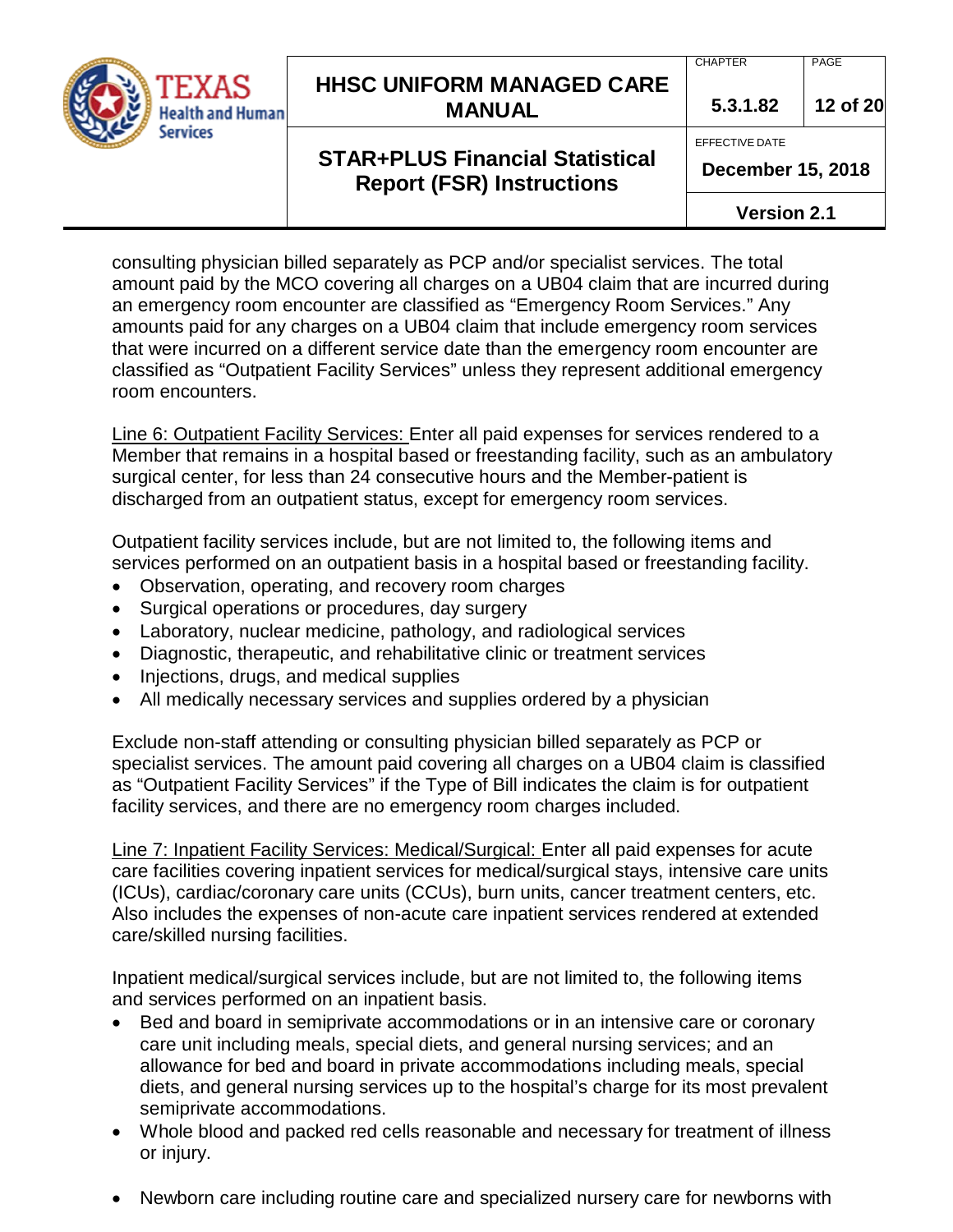consulting physician billed separately as PCP and/or specialist services. The total amount paid by the MCO covering all charges on a UB04 claim that are incurred during an emergency room encounter are classified as "Emergency Room Services." Any amounts paid for any charges on a UB04 claim that include emergency room services that were incurred on a different service date than the emergency room encounter are classified as "Outpatient Facility Services" unless they represent additional emergency room encounters.

<u>Line 6: Outpatient Facility Services:</u> Enter all paid expenses for services rendered to a Member that remains in a hospital based or freestanding facility, such as an ambulatory surgical center, for less than 24 consecutive hours and the Member-patient is discharged from an outpatient status, except for emergency room services.

Outpatient facility services include, but are not limited to, the following items and services performed on an outpatient basis in a hospital based or freestanding facility.

- Observation, operating, and recovery room charges
- Surgical operations or procedures, day surgery
- Laboratory, nuclear medicine, pathology, and radiological services
- Diagnostic, therapeutic, and rehabilitative clinic or treatment services
- Injections, drugs, and medical supplies
- All medically necessary services and supplies ordered by a physician

Exclude non-staff attending or consulting physician billed separately as PCP or specialist services. The amount paid covering all charges on a UB04 claim is classified as "Outpatient Facility Services" if the Type of Bill indicates the claim is for outpatient facility services, and there are no emergency room charges included.

<u>Line 7: Inpatient Facility Services: Medical/Surgical:</u> Enter all paid expenses for acute care facilities covering inpatient services for medical/surgical stays, intensive care units (ICUs), cardiac/coronary care units (CCUs), burn units, cancer treatment centers, etc. Also includes the expenses of non-acute care inpatient services rendered at extended care/skilled nursing facilities.

Inpatient medical/surgical services include, but are not limited to, the following items and services performed on an inpatient basis.

- Bed and board in semiprivate accommodations or in an intensive care or coronary care unit including meals, special diets, and general nursing services; and an allowance for bed and board in private accommodations including meals, special diets, and general nursing services up to the hospital's charge for its most prevalent semiprivate accommodations.
- Whole blood and packed red cells reasonable and necessary for treatment of illness or injury.
- Newborn care including routine care and specialized nursery care for newborns with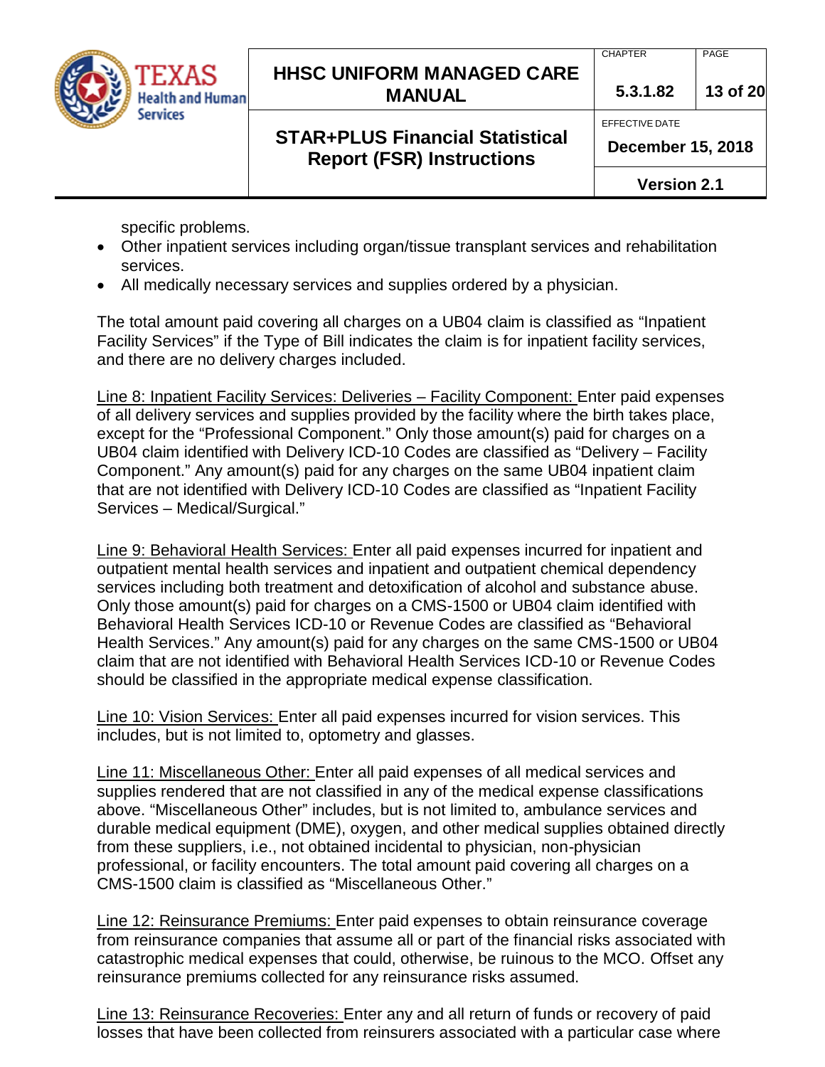specific problems.

- Other inpatient services including organ/tissue transplant services and rehabilitation services.
- All medically necessary services and supplies ordered by a physician.

The total amount paid covering all charges on a UB04 claim is classified as “Inpatient Facility Services” if the Type of Bill indicates the claim is for inpatient facility services, and there are no delivery charges included.

<u>Line 8: Inpatient Facility Services: Deliveries – Facility Component:</u> Enter paid expenses of all delivery services and supplies provided by the facility where the birth takes place, except for the “Professional Component.” Only those amount(s) paid for charges on a UB04 claim identified with Delivery ICD-10 Codes are classified as “Delivery – Facility Component.” Any amount(s) paid for any charges on the same UB04 inpatient claim that are not identified with Delivery ICD-10 Codes are classified as “Inpatient Facility Services – Medical/Surgical.”

<u>Line 9: Behavioral Health Services:</u> Enter all paid expenses incurred for inpatient and outpatient mental health services and inpatient and outpatient chemical dependency services including both treatment and detoxification of alcohol and substance abuse. Only those amount(s) paid for charges on a CMS-1500 or UB04 claim identified with Behavioral Health Services ICD-10 or Revenue Codes are classified as “Behavioral Health Services.” Any amount(s) paid for any charges on the same CMS-1500 or UB04 claim that are not identified with Behavioral Health Services ICD-10 or Revenue Codes should be classified in the appropriate medical expense classification.

<u>Line 10: Vision Services:</u> Enter all paid expenses incurred for vision services. This includes, but is not limited to, optometry and glasses.

<u>Line 11: Miscellaneous Other:</u> Enter all paid expenses of all medical services and supplies rendered that are not classified in any of the medical expense classifications above. “Miscellaneous Other” includes, but is not limited to, ambulance services and durable medical equipment (DME), oxygen, and other medical supplies obtained directly from these suppliers, i.e., not obtained incidental to physician, non-physician professional, or facility encounters. The total amount paid covering all charges on a CMS-1500 claim is classified as “Miscellaneous Other.”

<u>Line 12: Reinsurance Premiums:</u> Enter paid expenses to obtain reinsurance coverage from reinsurance companies that assume all or part of the financial risks associated with catastrophic medical expenses that could, otherwise, be ruinous to the MCO. Offset any reinsurance premiums collected for any reinsurance risks assumed.

<u>Line 13: Reinsurance Recoveries:</u> Enter any and all return of funds or recovery of paid losses that have been collected from reinsurers associated with a particular case where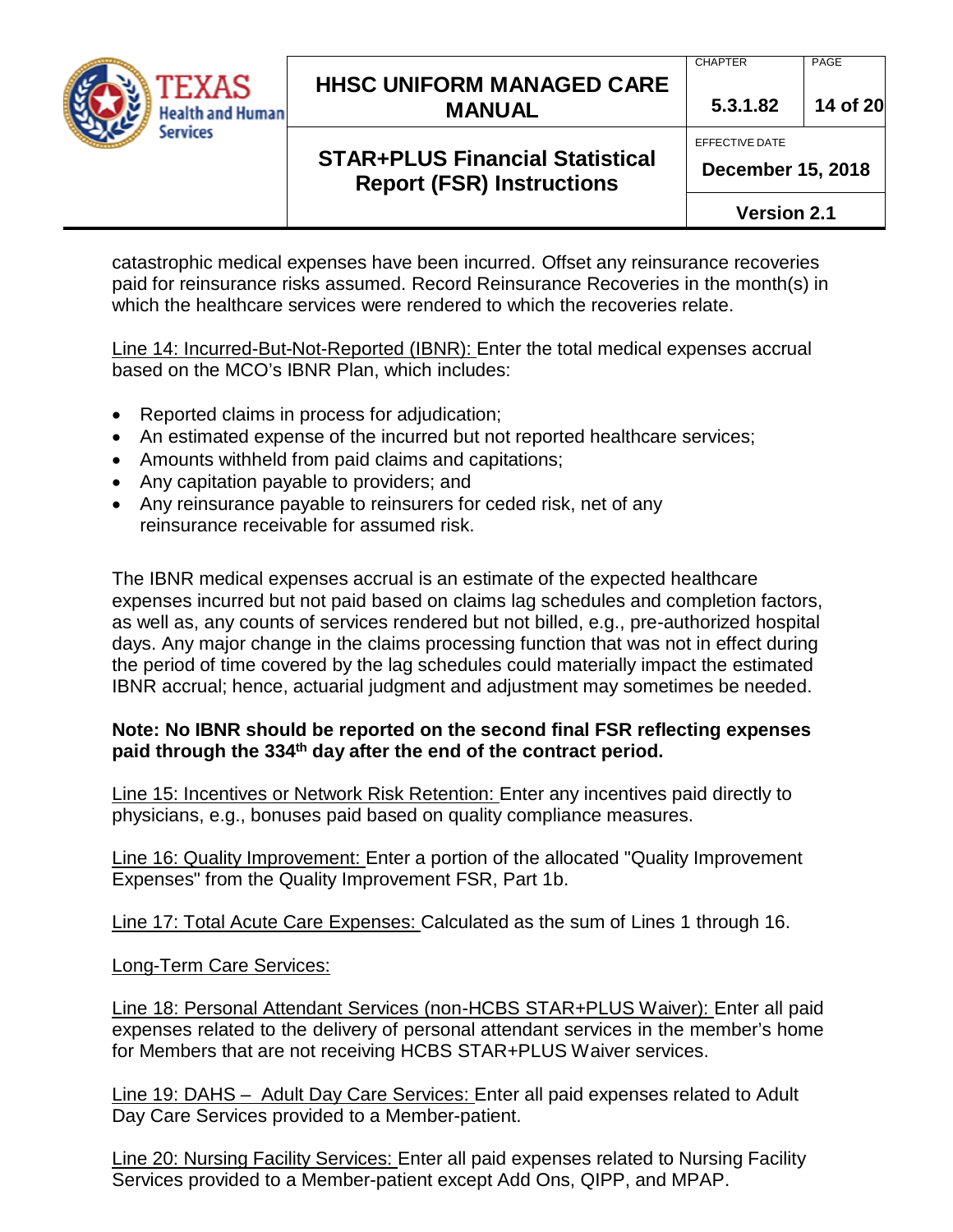catastrophic medical expenses have been incurred. Offset any reinsurance recoveries paid for reinsurance risks assumed. Record Reinsurance Recoveries in the month(s) in which the healthcare services were rendered to which the recoveries relate.

Line 14: Incurred-But-Not-Reported (IBNR): Enter the total medical expenses accrual based on the MCO's IBNR Plan, which includes:

- Reported claims in process for adjudication;
- An estimated expense of the incurred but not reported healthcare services;
- Amounts withheld from paid claims and capitations;
- Any capitation payable to providers; and
- Any reinsurance payable to reinsurers for ceded risk, net of any reinsurance receivable for assumed risk.

The IBNR medical expenses accrual is an estimate of the expected healthcare expenses incurred but not paid based on claims lag schedules and completion factors, as well as, any counts of services rendered but not billed, e.g., pre-authorized hospital days. Any major change in the claims processing function that was not in effect during the period of time covered by the lag schedules could materially impact the estimated IBNR accrual; hence, actuarial judgment and adjustment may sometimes be needed.

**Note: No IBNR should be reported on the second final FSR reflecting expenses paid through the 334th day after the end of the contract period.**

Line 15: Incentives or Network Risk Retention: Enter any incentives paid directly to physicians, e.g., bonuses paid based on quality compliance measures.

Line 16: Quality Improvement: Enter a portion of the allocated "Quality Improvement Expenses" from the Quality Improvement FSR, Part 1b.

Line 17: Total Acute Care Expenses: Calculated as the sum of Lines 1 through 16.

Long-Term Care Services:

Line 18: Personal Attendant Services (non-HCBS STAR+PLUS Waiver): Enter all paid expenses related to the delivery of personal attendant services in the member's home for Members that are not receiving HCBS STAR+PLUS Waiver services.

Line 19: DAHS – Adult Day Care Services: Enter all paid expenses related to Adult Day Care Services provided to a Member-patient.

Line 20: Nursing Facility Services: Enter all paid expenses related to Nursing Facility Services provided to a Member-patient except Add Ons, QIPP, and MPAP.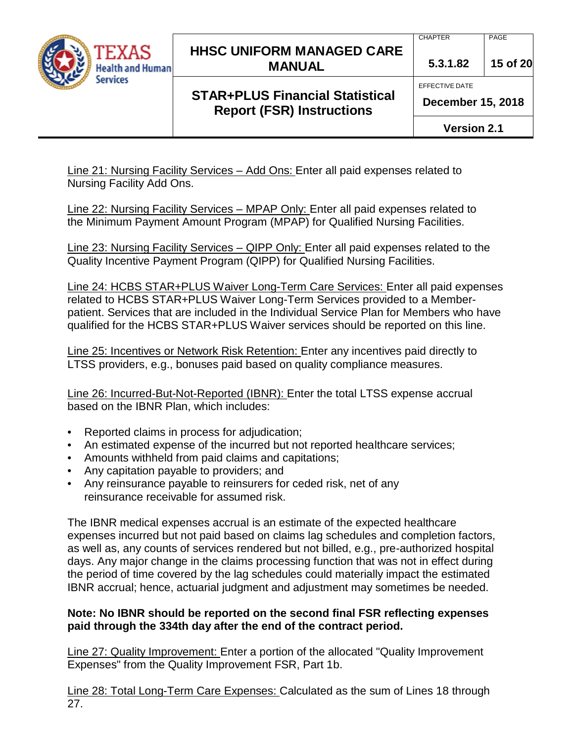Line 21: Nursing Facility Services – Add Ons: Enter all paid expenses related to Nursing Facility Add Ons.

Line 22: Nursing Facility Services – MPAP Only: Enter all paid expenses related to the Minimum Payment Amount Program (MPAP) for Qualified Nursing Facilities.

Line 23: Nursing Facility Services – QIPP Only: Enter all paid expenses related to the Quality Incentive Payment Program (QIPP) for Qualified Nursing Facilities.

Line 24: HCBS STAR+PLUS Waiver Long-Term Care Services: Enter all paid expenses related to HCBS STAR+PLUS Waiver Long-Term Services provided to a Member-patient. Services that are included in the Individual Service Plan for Members who have qualified for the HCBS STAR+PLUS Waiver services should be reported on this line.

Line 25: Incentives or Network Risk Retention: Enter any incentives paid directly to LTSS providers, e.g., bonuses paid based on quality compliance measures.

Line 26: Incurred-But-Not-Reported (IBNR): Enter the total LTSS expense accrual based on the IBNR Plan, which includes:

- Reported claims in process for adjudication;
- An estimated expense of the incurred but not reported healthcare services;
- Amounts withheld from paid claims and capitations;
- Any capitation payable to providers; and
- Any reinsurance payable to reinsurers for ceded risk, net of any reinsurance receivable for assumed risk.

The IBNR medical expenses accrual is an estimate of the expected healthcare expenses incurred but not paid based on claims lag schedules and completion factors, as well as, any counts of services rendered but not billed, e.g., pre-authorized hospital days. Any major change in the claims processing function that was not in effect during the period of time covered by the lag schedules could materially impact the estimated IBNR accrual; hence, actuarial judgment and adjustment may sometimes be needed.

**Note: No IBNR should be reported on the second final FSR reflecting expenses paid through the 334th day after the end of the contract period.**

Line 27: Quality Improvement: Enter a portion of the allocated "Quality Improvement Expenses" from the Quality Improvement FSR, Part 1b.

Line 28: Total Long-Term Care Expenses: Calculated as the sum of Lines 18 through 27.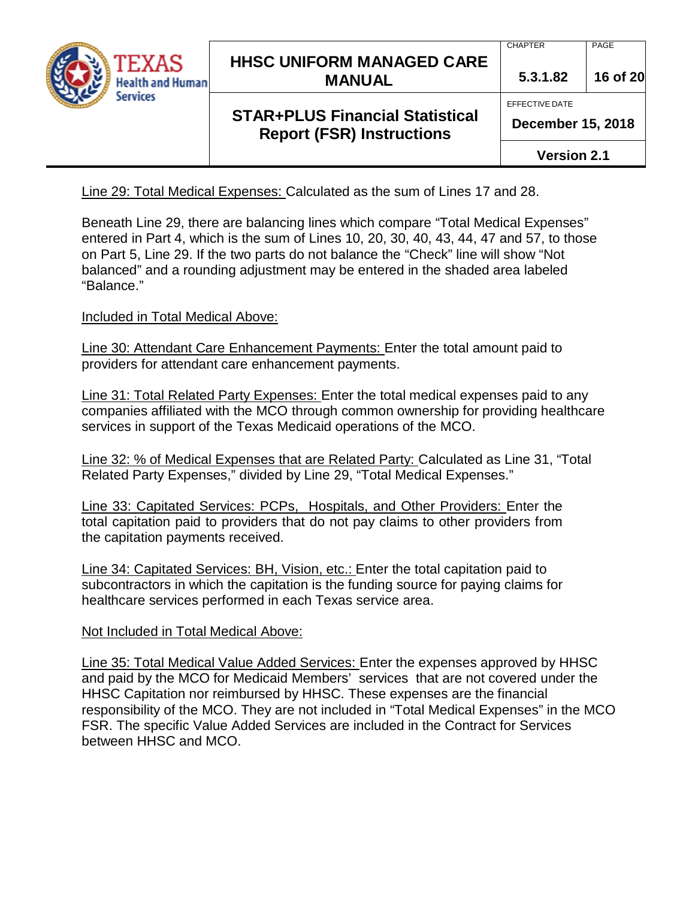Line 29: Total Medical Expenses: Calculated as the sum of Lines 17 and 28.

Beneath Line 29, there are balancing lines which compare "Total Medical Expenses" entered in Part 4, which is the sum of Lines 10, 20, 30, 40, 43, 44, 47 and 57, to those on Part 5, Line 29. If the two parts do not balance the "Check" line will show "Not balanced" and a rounding adjustment may be entered in the shaded area labeled "Balance."

Included in Total Medical Above:

Line 30: Attendant Care Enhancement Payments: Enter the total amount paid to providers for attendant care enhancement payments.

Line 31: Total Related Party Expenses: Enter the total medical expenses paid to any companies affiliated with the MCO through common ownership for providing healthcare services in support of the Texas Medicaid operations of the MCO.

Line 32: % of Medical Expenses that are Related Party: Calculated as Line 31, "Total Related Party Expenses," divided by Line 29, "Total Medical Expenses."

Line 33: Capitated Services: PCPs, Hospitals, and Other Providers: Enter the total capitation paid to providers that do not pay claims to other providers from the capitation payments received.

Line 34: Capitated Services: BH, Vision, etc.: Enter the total capitation paid to subcontractors in which the capitation is the funding source for paying claims for healthcare services performed in each Texas service area.

Not Included in Total Medical Above:

Line 35: Total Medical Value Added Services: Enter the expenses approved by HHSC and paid by the MCO for Medicaid Members' services that are not covered under the HHSC Capitation nor reimbursed by HHSC. These expenses are the financial responsibility of the MCO. They are not included in "Total Medical Expenses" in the MCO FSR. The specific Value Added Services are included in the Contract for Services between HHSC and MCO.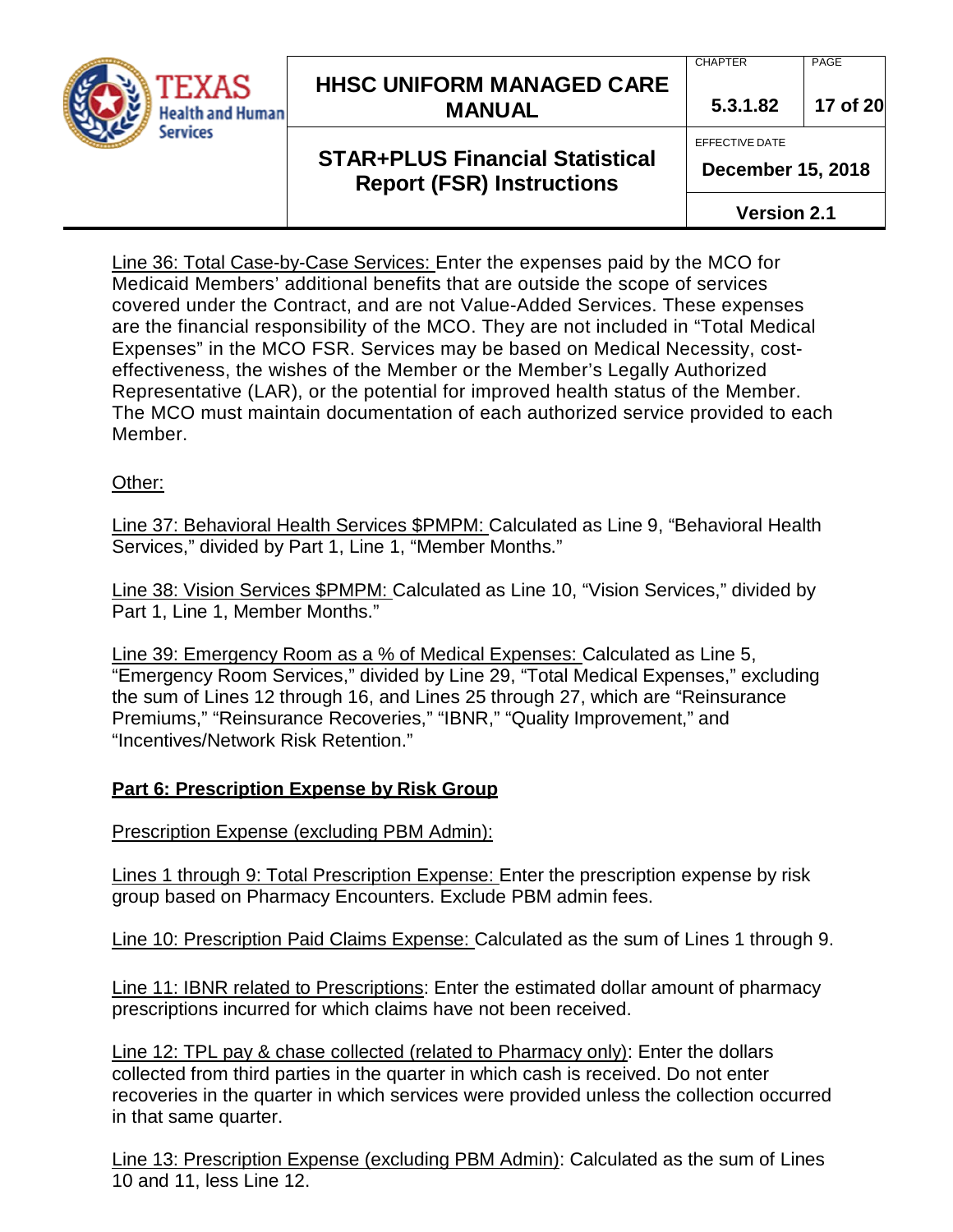Line 36: Total Case-by-Case Services: Enter the expenses paid by the MCO for Medicaid Members' additional benefits that are outside the scope of services covered under the Contract, and are not Value-Added Services. These expenses are the financial responsibility of the MCO. They are not included in "Total Medical Expenses" in the MCO FSR. Services may be based on Medical Necessity, cost-effectiveness, the wishes of the Member or the Member's Legally Authorized Representative (LAR), or the potential for improved health status of the Member. The MCO must maintain documentation of each authorized service provided to each Member.

Other:

Line 37: Behavioral Health Services $PMPM: Calculated as Line 9, "Behavioral Health Services," divided by Part 1, Line 1, "Member Months."

Line 38: Vision Services $PMPM: Calculated as Line 10, "Vision Services," divided by Part 1, Line 1, Member Months."

Line 39: Emergency Room as a % of Medical Expenses: Calculated as Line 5, "Emergency Room Services," divided by Line 29, "Total Medical Expenses," excluding the sum of Lines 12 through 16, and Lines 25 through 27, which are "Reinsurance Premiums," "Reinsurance Recoveries," "IBNR," "Quality Improvement," and "Incentives/Network Risk Retention."

## Part 6: Prescription Expense by Risk Group

Prescription Expense (excluding PBM Admin):

Lines 1 through 9: Total Prescription Expense: Enter the prescription expense by risk group based on Pharmacy Encounters. Exclude PBM admin fees.

Line 10: Prescription Paid Claims Expense: Calculated as the sum of Lines 1 through 9.

Line 11: IBNR related to Prescriptions: Enter the estimated dollar amount of pharmacy prescriptions incurred for which claims have not been received.

Line 12: TPL pay & chase collected (related to Pharmacy only): Enter the dollars collected from third parties in the quarter in which cash is received. Do not enter recoveries in the quarter in which services were provided unless the collection occurred in that same quarter.

Line 13: Prescription Expense (excluding PBM Admin): Calculated as the sum of Lines 10 and 11, less Line 12.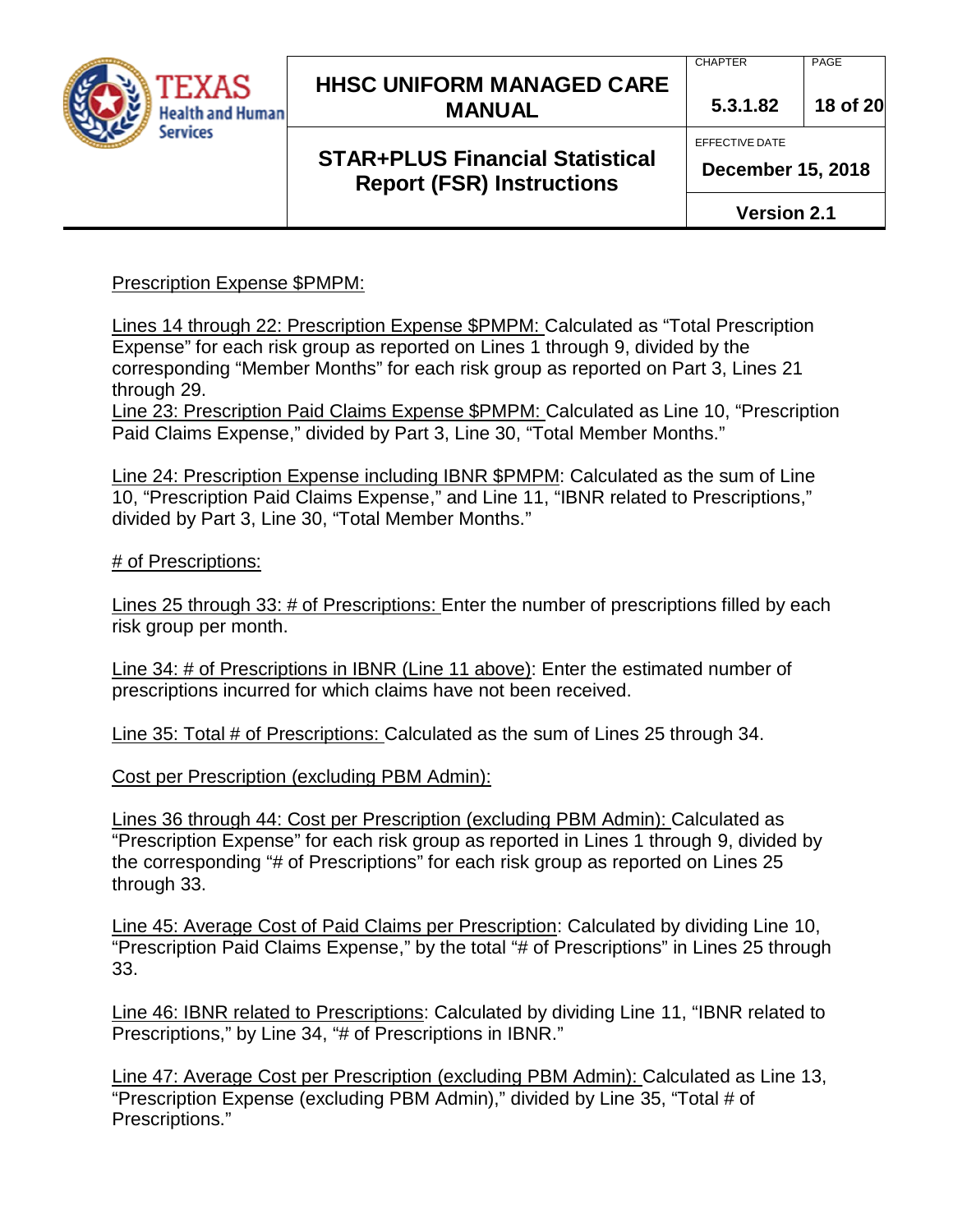Prescription Expense $PMPM:

Lines 14 through 22: Prescription Expense $PMPM: Calculated as “Total Prescription Expense” for each risk group as reported on Lines 1 through 9, divided by the corresponding “Member Months” for each risk group as reported on Part 3, Lines 21 through 29.
Line 23: Prescription Paid Claims Expense $PMPM: Calculated as Line 10, “Prescription Paid Claims Expense,” divided by Part 3, Line 30, “Total Member Months.”

Line 24: Prescription Expense including IBNR $PMPM: Calculated as the sum of Line 10, “Prescription Paid Claims Expense,” and Line 11, “IBNR related to Prescriptions,” divided by Part 3, Line 30, “Total Member Months.”

# of Prescriptions:

Lines 25 through 33: # of Prescriptions: Enter the number of prescriptions filled by each risk group per month.

Line 34: # of Prescriptions in IBNR (Line 11 above): Enter the estimated number of prescriptions incurred for which claims have not been received.

Line 35: Total # of Prescriptions: Calculated as the sum of Lines 25 through 34.

Cost per Prescription (excluding PBM Admin):

Lines 36 through 44: Cost per Prescription (excluding PBM Admin): Calculated as “Prescription Expense” for each risk group as reported in Lines 1 through 9, divided by the corresponding “# of Prescriptions” for each risk group as reported on Lines 25 through 33.

Line 45: Average Cost of Paid Claims per Prescription: Calculated by dividing Line 10, “Prescription Paid Claims Expense,” by the total “# of Prescriptions” in Lines 25 through 33.

Line 46: IBNR related to Prescriptions: Calculated by dividing Line 11, “IBNR related to Prescriptions,” by Line 34, “# of Prescriptions in IBNR.”

Line 47: Average Cost per Prescription (excluding PBM Admin): Calculated as Line 13, “Prescription Expense (excluding PBM Admin),” divided by Line 35, “Total # of Prescriptions.”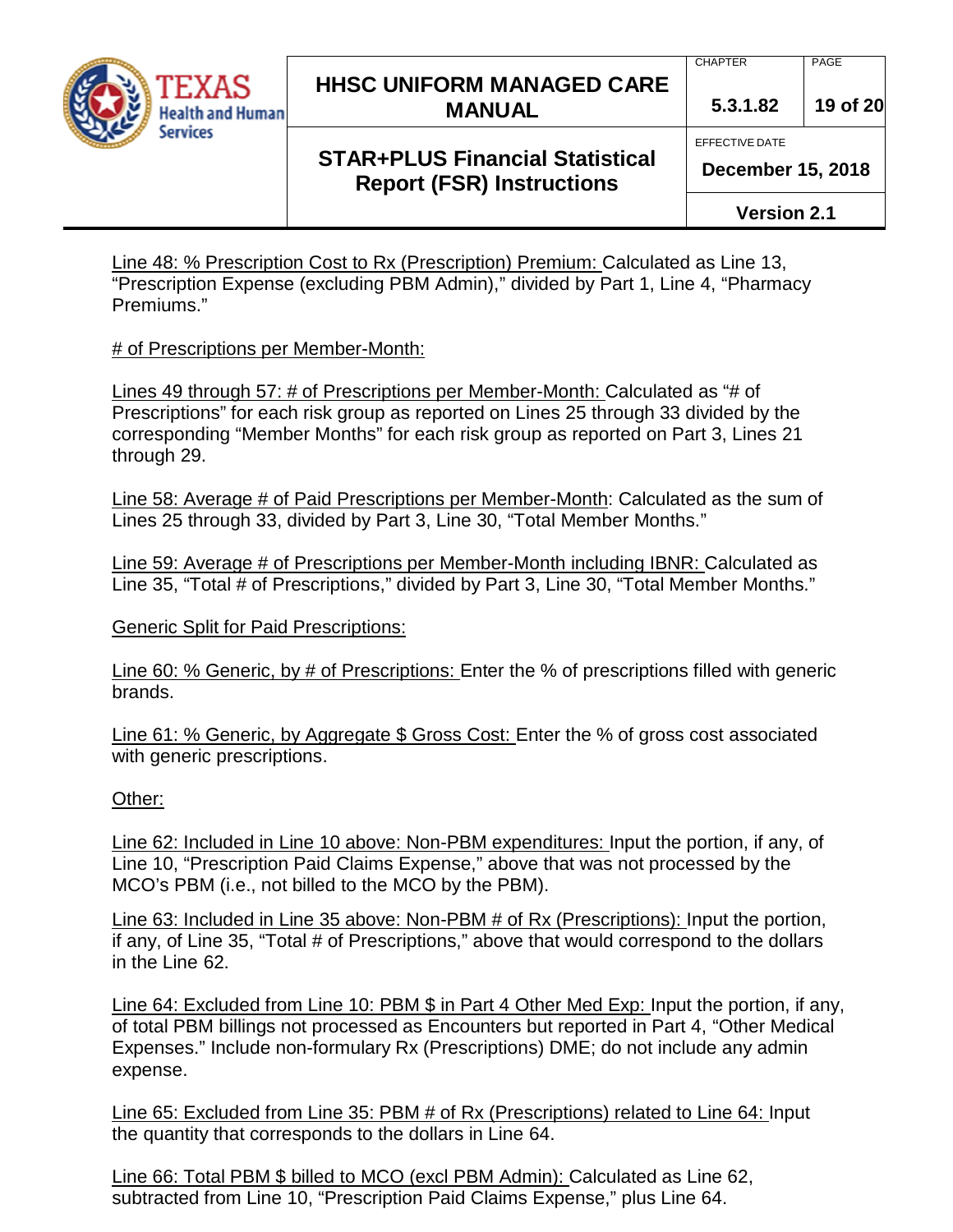Line 48: % Prescription Cost to Rx (Prescription) Premium: Calculated as Line 13, "Prescription Expense (excluding PBM Admin)," divided by Part 1, Line 4, "Pharmacy Premiums."

# of Prescriptions per Member-Month:

Lines 49 through 57: # of Prescriptions per Member-Month: Calculated as "# of Prescriptions" for each risk group as reported on Lines 25 through 33 divided by the corresponding "Member Months" for each risk group as reported on Part 3, Lines 21 through 29.

Line 58: Average # of Paid Prescriptions per Member-Month: Calculated as the sum of Lines 25 through 33, divided by Part 3, Line 30, "Total Member Months."

Line 59: Average # of Prescriptions per Member-Month including IBNR: Calculated as Line 35, "Total # of Prescriptions," divided by Part 3, Line 30, "Total Member Months."

Generic Split for Paid Prescriptions:

Line 60: % Generic, by # of Prescriptions: Enter the % of prescriptions filled with generic brands.

Line 61: % Generic, by Aggregate $ Gross Cost: Enter the % of gross cost associated with generic prescriptions.

Other:

Line 62: Included in Line 10 above: Non-PBM expenditures: Input the portion, if any, of Line 10, "Prescription Paid Claims Expense," above that was not processed by the MCO's PBM (i.e., not billed to the MCO by the PBM).

Line 63: Included in Line 35 above: Non-PBM # of Rx (Prescriptions): Input the portion, if any, of Line 35, "Total # of Prescriptions," above that would correspond to the dollars in the Line 62.

Line 64: Excluded from Line 10: PBM $ in Part 4 Other Med Exp: Input the portion, if any, of total PBM billings not processed as Encounters but reported in Part 4, "Other Medical Expenses." Include non-formulary Rx (Prescriptions) DME; do not include any admin expense.

Line 65: Excluded from Line 35: PBM # of Rx (Prescriptions) related to Line 64: Input the quantity that corresponds to the dollars in Line 64.

Line 66: Total PBM $ billed to MCO (excl PBM Admin): Calculated as Line 62, subtracted from Line 10, "Prescription Paid Claims Expense," plus Line 64.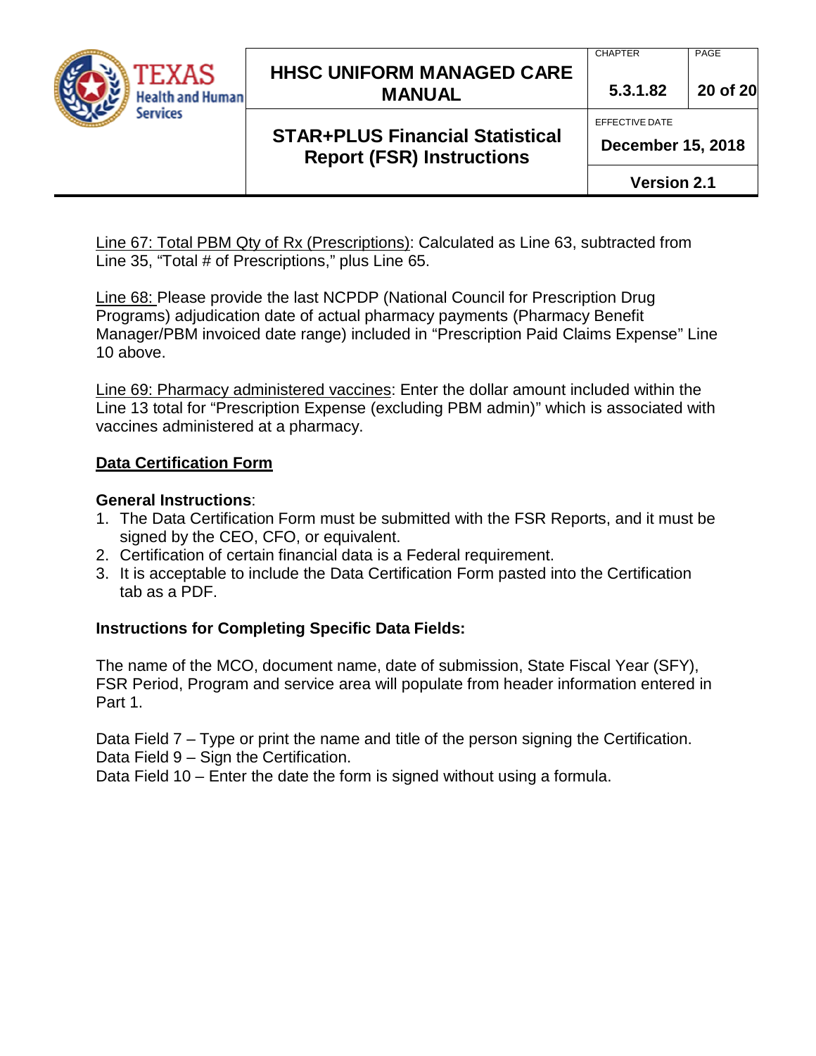Line 67: Total PBM Qty of Rx (Prescriptions): Calculated as Line 63, subtracted from Line 35, "Total # of Prescriptions," plus Line 65.

Line 68: Please provide the last NCPDP (National Council for Prescription Drug Programs) adjudication date of actual pharmacy payments (Pharmacy Benefit Manager/PBM invoiced date range) included in "Prescription Paid Claims Expense" Line 10 above.

Line 69: Pharmacy administered vaccines: Enter the dollar amount included within the Line 13 total for "Prescription Expense (excluding PBM admin)" which is associated with vaccines administered at a pharmacy.

## Data Certification Form

**General Instructions**:

1. The Data Certification Form must be submitted with the FSR Reports, and it must be signed by the CEO, CFO, or equivalent.
2. Certification of certain financial data is a Federal requirement.
3. It is acceptable to include the Data Certification Form pasted into the Certification tab as a PDF.

**Instructions for Completing Specific Data Fields:**

The name of the MCO, document name, date of submission, State Fiscal Year (SFY), FSR Period, Program and service area will populate from header information entered in Part 1.

Data Field 7 – Type or print the name and title of the person signing the Certification.
Data Field 9 – Sign the Certification.
Data Field 10 – Enter the date the form is signed without using a formula.